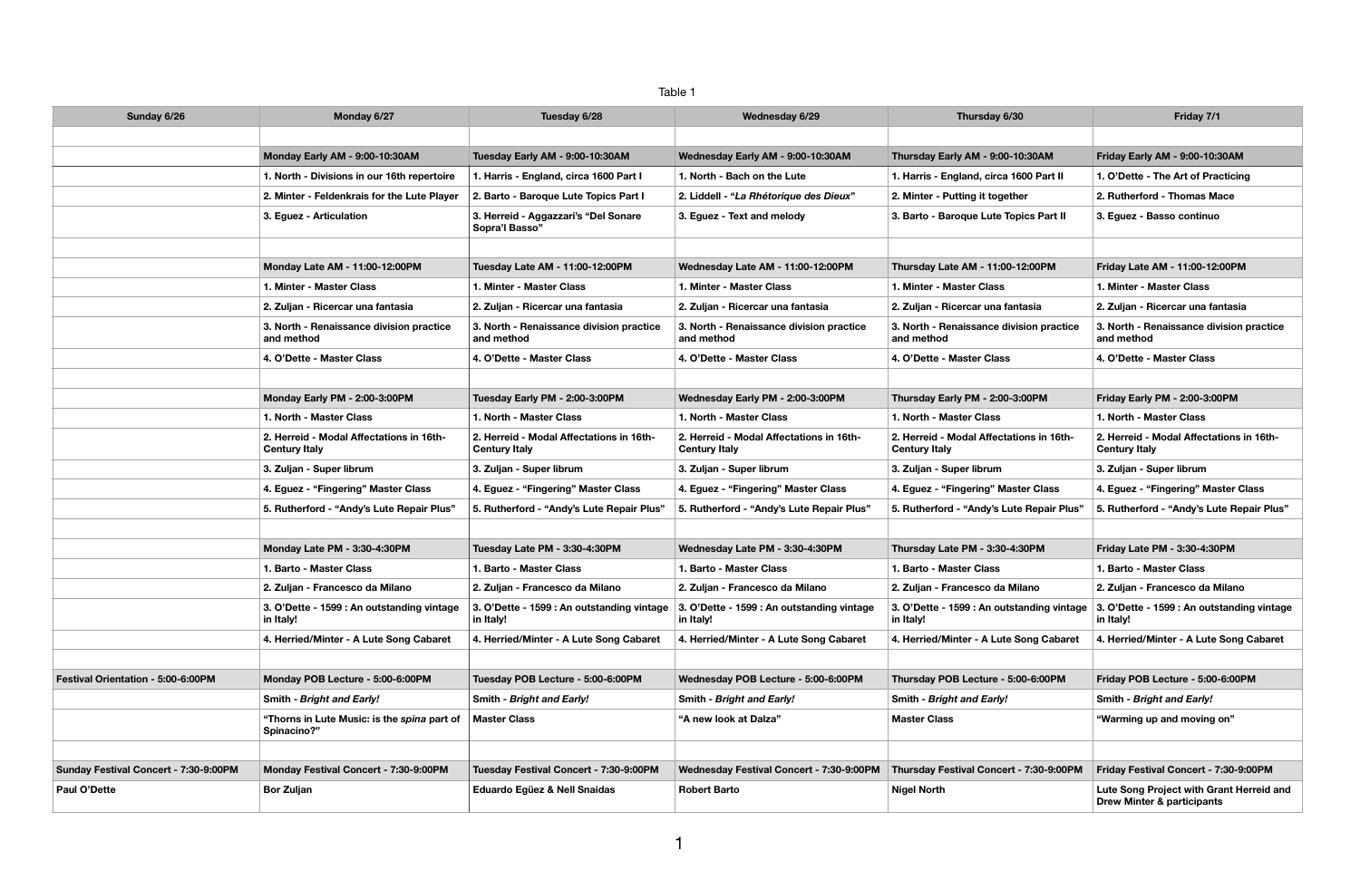Table 1

| Sunday 6/26 | Monday 6/27 | Tuesday 6/28 | Wednesday 6/29 | Thursday 6/30 | Friday 7/1 |
|---|---|---|---|---|---|
| | | | | | |
| | **Monday Early AM - 9:00-10:30AM** | **Tuesday Early AM - 9:00-10:30AM** | **Wednesday Early AM - 9:00-10:30AM** | **Thursday Early AM - 9:00-10:30AM** | **Friday Early AM - 9:00-10:30AM** |
| | 1. North - Divisions in our 16th repertoire | 1. Harris - England, circa 1600 Part I | 1. North - Bach on the Lute | 1. Harris - England, circa 1600 Part II | 1. O'Dette - The Art of Practicing |
| | 2. Minter - Feldenkrais for the Lute Player | 2. Barto - Baroque Lute Topics Part I | 2. Liddell - "*La Rhétorique des Dieux*" | 2. Minter - Putting it together | 2. Rutherford - Thomas Mace |
| | 3. Eguez - Articulation | 3. Herreid - Aggazzari's "Del Sonare Sopra'l Basso" | 3. Eguez - Text and melody | 3. Barto - Baroque Lute Topics Part II | 3. Eguez - Basso continuo |
| | | | | | |
| | **Monday Late AM - 11:00-12:00PM** | **Tuesday Late AM - 11:00-12:00PM** | **Wednesday Late AM - 11:00-12:00PM** | **Thursday Late AM - 11:00-12:00PM** | **Friday Late AM - 11:00-12:00PM** |
| | 1. Minter - Master Class | 1. Minter - Master Class | 1. Minter - Master Class | 1. Minter - Master Class | 1. Minter - Master Class |
| | 2. Zuljan - Ricercar una fantasia | 2. Zuljan - Ricercar una fantasia | 2. Zuljan - Ricercar una fantasia | 2. Zuljan - Ricercar una fantasia | 2. Zuljan - Ricercar una fantasia |
| | 3. North - Renaissance division practice and method | 3. North - Renaissance division practice and method | 3. North - Renaissance division practice and method | 3. North - Renaissance division practice and method | 3. North - Renaissance division practice and method |
| | 4. O'Dette - Master Class | 4. O'Dette - Master Class | 4. O'Dette - Master Class | 4. O'Dette - Master Class | 4. O'Dette - Master Class |
| | | | | | |
| | **Monday Early PM - 2:00-3:00PM** | **Tuesday Early PM - 2:00-3:00PM** | **Wednesday Early PM - 2:00-3:00PM** | **Thursday Early PM - 2:00-3:00PM** | **Friday Early PM - 2:00-3:00PM** |
| | 1. North - Master Class | 1. North - Master Class | 1. North - Master Class | 1. North - Master Class | 1. North - Master Class |
| | 2. Herreid - Modal Affectations in 16th-Century Italy | 2. Herreid - Modal Affectations in 16th-Century Italy | 2. Herreid - Modal Affectations in 16th-Century Italy | 2. Herreid - Modal Affectations in 16th-Century Italy | 2. Herreid - Modal Affectations in 16th-Century Italy |
| | 3. Zuljan - Super librum | 3. Zuljan - Super librum | 3. Zuljan - Super librum | 3. Zuljan - Super librum | 3. Zuljan - Super librum |
| | 4. Eguez - "Fingering" Master Class | 4. Eguez - "Fingering" Master Class | 4. Eguez - "Fingering" Master Class | 4. Eguez - "Fingering" Master Class | 4. Eguez - "Fingering" Master Class |
| | 5. Rutherford - "Andy's Lute Repair Plus" | 5. Rutherford - "Andy's Lute Repair Plus" | 5. Rutherford - "Andy's Lute Repair Plus" | 5. Rutherford - "Andy's Lute Repair Plus" | 5. Rutherford - "Andy's Lute Repair Plus" |
| | | | | | |
| | **Monday Late PM - 3:30-4:30PM** | **Tuesday Late PM - 3:30-4:30PM** | **Wednesday Late PM - 3:30-4:30PM** | **Thursday Late PM - 3:30-4:30PM** | **Friday Late PM - 3:30-4:30PM** |
| | 1. Barto - Master Class | 1. Barto - Master Class | 1. Barto - Master Class | 1. Barto - Master Class | 1. Barto - Master Class |
| | 2. Zuljan - Francesco da Milano | 2. Zuljan - Francesco da Milano | 2. Zuljan - Francesco da Milano | 2. Zuljan - Francesco da Milano | 2. Zuljan - Francesco da Milano |
| | 3. O'Dette - 1599 : An outstanding vintage in Italy! | 3. O'Dette - 1599 : An outstanding vintage in Italy! | 3. O'Dette - 1599 : An outstanding vintage in Italy! | 3. O'Dette - 1599 : An outstanding vintage in Italy! | 3. O'Dette - 1599 : An outstanding vintage in Italy! |
| | 4. Herried/Minter - A Lute Song Cabaret | 4. Herried/Minter - A Lute Song Cabaret | 4. Herried/Minter - A Lute Song Cabaret | 4. Herried/Minter - A Lute Song Cabaret | 4. Herried/Minter - A Lute Song Cabaret |
| | | | | | |
| **Festival Orientation - 5:00-6:00PM** | **Monday POB Lecture - 5:00-6:00PM** | **Tuesday POB Lecture - 5:00-6:00PM** | **Wednesday POB Lecture - 5:00-6:00PM** | **Thursday POB Lecture - 5:00-6:00PM** | **Friday POB Lecture - 5:00-6:00PM** |
| | Smith - *Bright and Early!* | Smith - *Bright and Early!* | Smith - *Bright and Early!* | Smith - *Bright and Early!* | Smith - *Bright and Early!* |
| | "Thorns in Lute Music: is the *spina* part of Spinacino?" | Master Class | "A new look at Dalza" | Master Class | "Warming up and moving on" |
| | | | | | |
| **Sunday Festival Concert - 7:30-9:00PM** | **Monday Festival Concert - 7:30-9:00PM** | **Tuesday Festival Concert - 7:30-9:00PM** | **Wednesday Festival Concert - 7:30-9:00PM** | **Thursday Festival Concert - 7:30-9:00PM** | **Friday Festival Concert - 7:30-9:00PM** |
| Paul O'Dette | Bor Zuljan | Eduardo Egüez & Nell Snaidas | Robert Barto | Nigel North | Lute Song Project with Grant Herreid and Drew Minter & participants |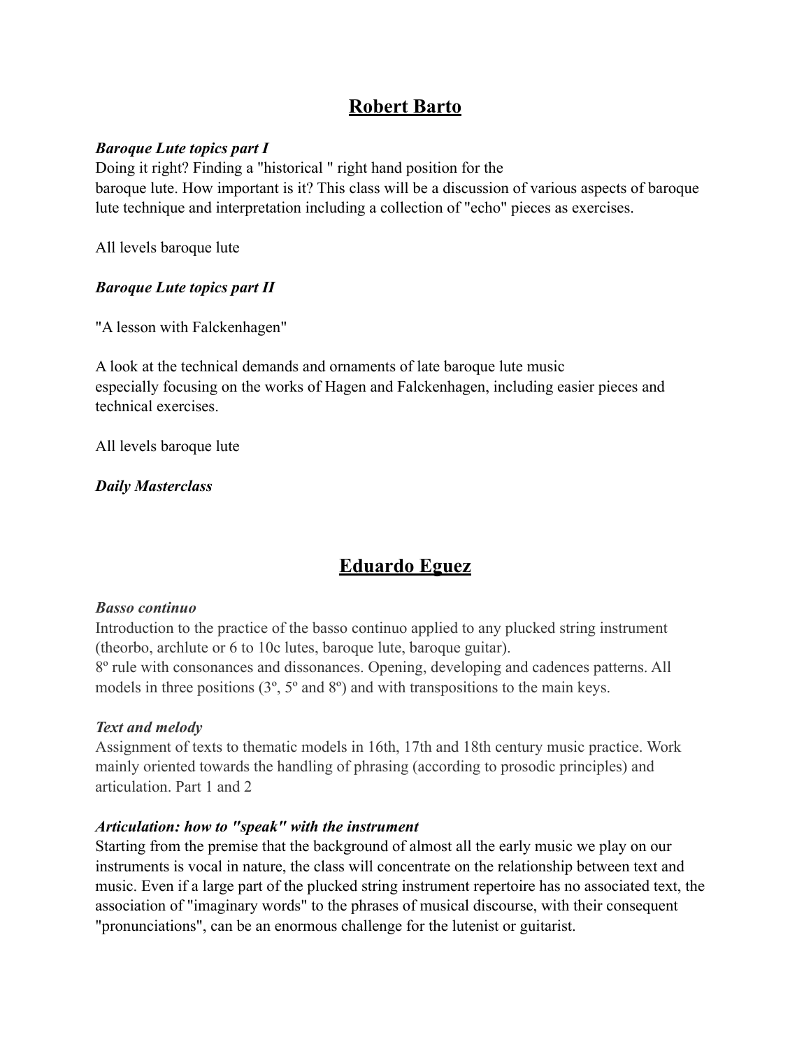## Robert Barto

***Baroque Lute topics part I***

Doing it right? Finding a "historical " right hand position for the baroque lute. How important is it? This class will be a discussion of various aspects of baroque lute technique and interpretation including a collection of "echo" pieces as exercises.

All levels baroque lute

***Baroque Lute topics part II***

"A lesson with Falckenhagen"

A look at the technical demands and ornaments of late baroque lute music especially focusing on the works of Hagen and Falckenhagen, including easier pieces and technical exercises.

All levels baroque lute

***Daily Masterclass***

## Eduardo Eguez

***Basso continuo***

Introduction to the practice of the basso continuo applied to any plucked string instrument (theorbo, archlute or 6 to 10c lutes, baroque lute, baroque guitar).
8º rule with consonances and dissonances. Opening, developing and cadences patterns. All models in three positions (3º, 5º and 8º) and with transpositions to the main keys.

***Text and melody***

Assignment of texts to thematic models in 16th, 17th and 18th century music practice. Work mainly oriented towards the handling of phrasing (according to prosodic principles) and articulation. Part 1 and 2

***Articulation: how to "speak" with the instrument***

Starting from the premise that the background of almost all the early music we play on our instruments is vocal in nature, the class will concentrate on the relationship between text and music. Even if a large part of the plucked string instrument repertoire has no associated text, the association of "imaginary words" to the phrases of musical discourse, with their consequent "pronunciations", can be an enormous challenge for the lutenist or guitarist.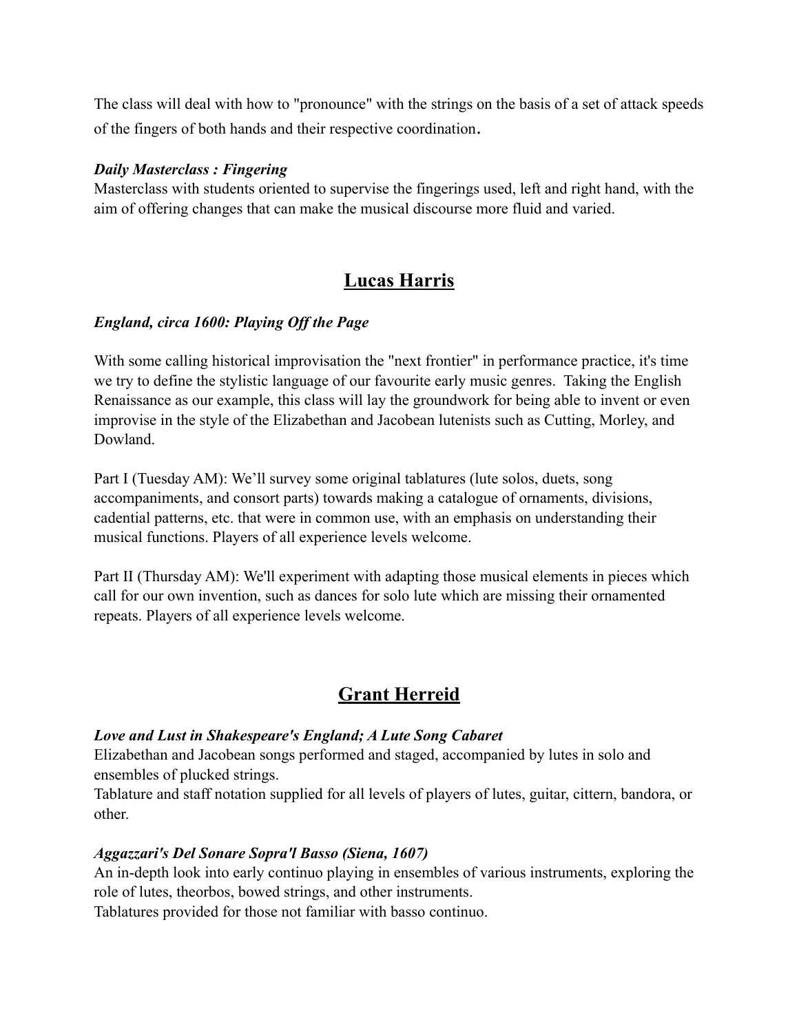The class will deal with how to "pronounce" with the strings on the basis of a set of attack speeds of the fingers of both hands and their respective coordination.

***Daily Masterclass : Fingering***
Masterclass with students oriented to supervise the fingerings used, left and right hand, with the aim of offering changes that can make the musical discourse more fluid and varied.

## Lucas Harris

***England, circa 1600: Playing Off the Page***

With some calling historical improvisation the "next frontier" in performance practice, it's time we try to define the stylistic language of our favourite early music genres. Taking the English Renaissance as our example, this class will lay the groundwork for being able to invent or even improvise in the style of the Elizabethan and Jacobean lutenists such as Cutting, Morley, and Dowland.

Part I (Tuesday AM): We'll survey some original tablatures (lute solos, duets, song accompaniments, and consort parts) towards making a catalogue of ornaments, divisions, cadential patterns, etc. that were in common use, with an emphasis on understanding their musical functions. Players of all experience levels welcome.

Part II (Thursday AM): We'll experiment with adapting those musical elements in pieces which call for our own invention, such as dances for solo lute which are missing their ornamented repeats. Players of all experience levels welcome.

## Grant Herreid

***Love and Lust in Shakespeare's England; A Lute Song Cabaret***
Elizabethan and Jacobean songs performed and staged, accompanied by lutes in solo and ensembles of plucked strings.
Tablature and staff notation supplied for all levels of players of lutes, guitar, cittern, bandora, or other.

***Aggazzari's Del Sonare Sopra'l Basso (Siena, 1607)***
An in-depth look into early continuo playing in ensembles of various instruments, exploring the role of lutes, theorbos, bowed strings, and other instruments.
Tablatures provided for those not familiar with basso continuo.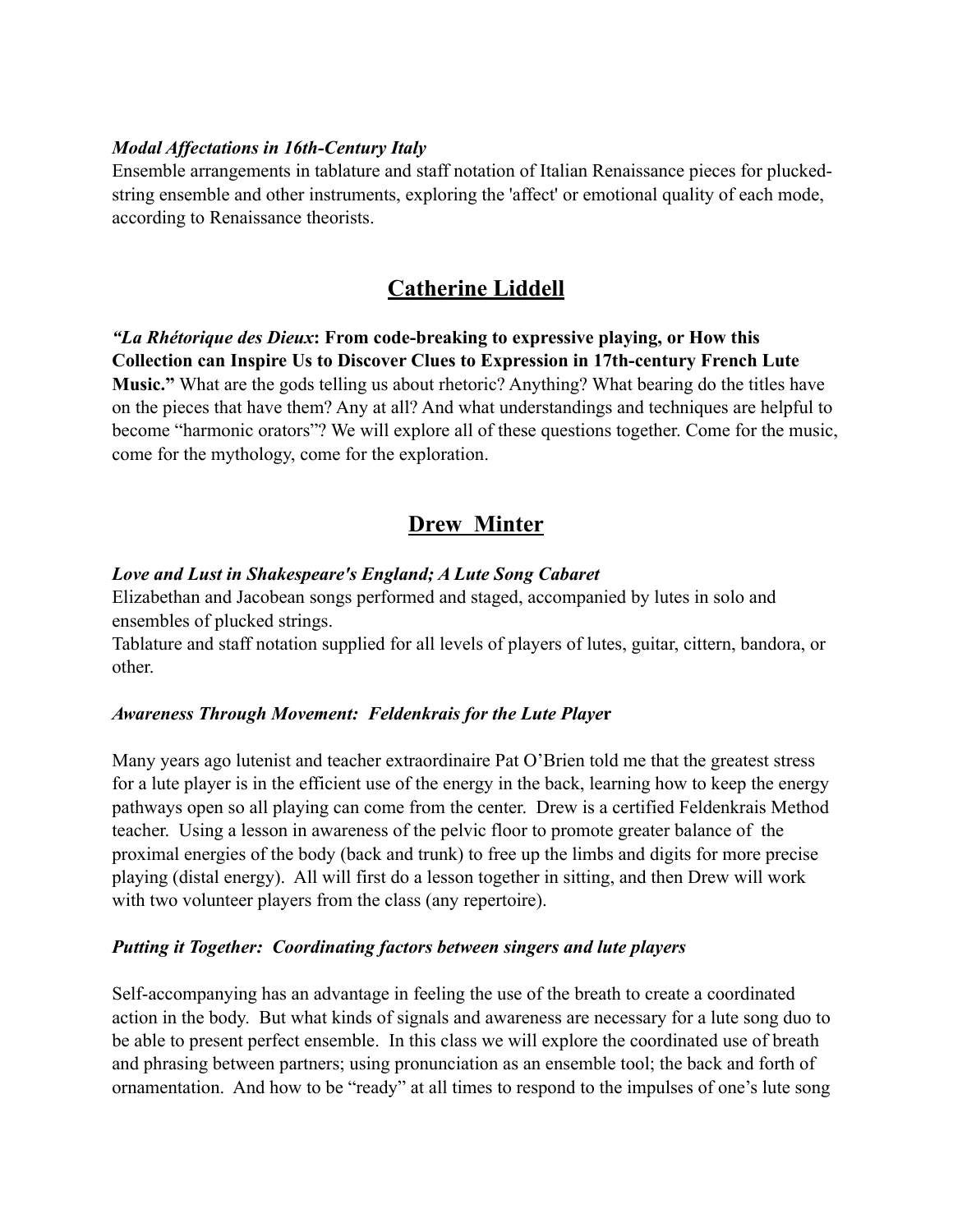***Modal Affectations in 16th-Century Italy***

Ensemble arrangements in tablature and staff notation of Italian Renaissance pieces for plucked-string ensemble and other instruments, exploring the 'affect' or emotional quality of each mode, according to Renaissance theorists.

## Catherine Liddell

***"La Rhétorique des Dieux*: From code-breaking to expressive playing, or How this Collection can Inspire Us to Discover Clues to Expression in 17th-century French Lute Music."** What are the gods telling us about rhetoric? Anything? What bearing do the titles have on the pieces that have them? Any at all? And what understandings and techniques are helpful to become "harmonic orators"? We will explore all of these questions together. Come for the music, come for the mythology, come for the exploration.

## Drew Minter

***Love and Lust in Shakespeare's England; A Lute Song Cabaret***

Elizabethan and Jacobean songs performed and staged, accompanied by lutes in solo and ensembles of plucked strings.

Tablature and staff notation supplied for all levels of players of lutes, guitar, cittern, bandora, or other.

***Awareness Through Movement: Feldenkrais for the Lute Player***

Many years ago lutenist and teacher extraordinaire Pat O'Brien told me that the greatest stress for a lute player is in the efficient use of the energy in the back, learning how to keep the energy pathways open so all playing can come from the center. Drew is a certified Feldenkrais Method teacher. Using a lesson in awareness of the pelvic floor to promote greater balance of the proximal energies of the body (back and trunk) to free up the limbs and digits for more precise playing (distal energy). All will first do a lesson together in sitting, and then Drew will work with two volunteer players from the class (any repertoire).

***Putting it Together: Coordinating factors between singers and lute players***

Self-accompanying has an advantage in feeling the use of the breath to create a coordinated action in the body. But what kinds of signals and awareness are necessary for a lute song duo to be able to present perfect ensemble. In this class we will explore the coordinated use of breath and phrasing between partners; using pronunciation as an ensemble tool; the back and forth of ornamentation. And how to be "ready" at all times to respond to the impulses of one's lute song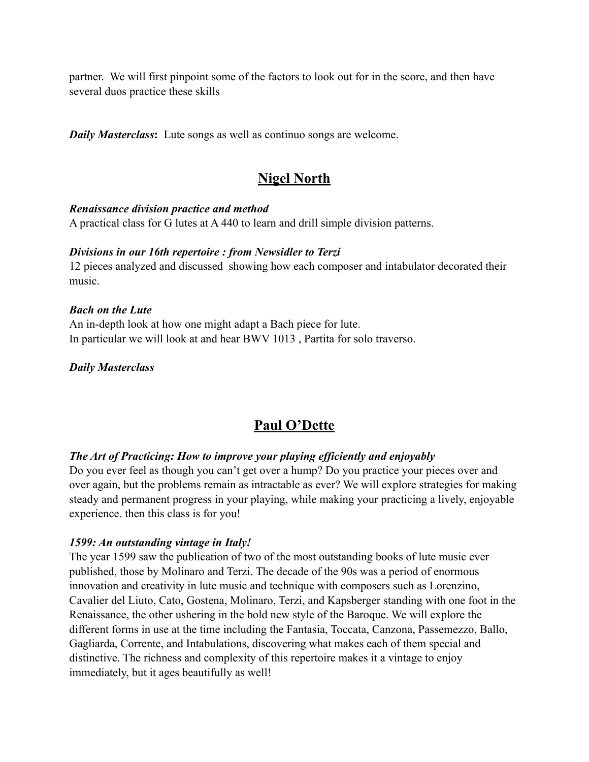partner.  We will first pinpoint some of the factors to look out for in the score, and then have several duos practice these skills

***Daily Masterclass*:**  Lute songs as well as continuo songs are welcome.

## Nigel North

***Renaissance division practice and method***

A practical class for G lutes at A 440 to learn and drill simple division patterns.

***Divisions in our 16th repertoire : from Newsidler to Terzi***

12 pieces analyzed and discussed  showing how each composer and intabulator decorated their music.

***Bach on the Lute***

An in-depth look at how one might adapt a Bach piece for lute.
In particular we will look at and hear BWV 1013 , Partita for solo traverso.

***Daily Masterclass***

## Paul O'Dette

***The Art of Practicing: How to improve your playing efficiently and enjoyably***

Do you ever feel as though you can't get over a hump? Do you practice your pieces over and over again, but the problems remain as intractable as ever? We will explore strategies for making steady and permanent progress in your playing, while making your practicing a lively, enjoyable experience. then this class is for you!

***1599: An outstanding vintage in Italy!***

The year 1599 saw the publication of two of the most outstanding books of lute music ever published, those by Molinaro and Terzi. The decade of the 90s was a period of enormous innovation and creativity in lute music and technique with composers such as Lorenzino, Cavalier del Liuto, Cato, Gostena, Molinaro, Terzi, and Kapsberger standing with one foot in the Renaissance, the other ushering in the bold new style of the Baroque. We will explore the different forms in use at the time including the Fantasia, Toccata, Canzona, Passemezzo, Ballo, Gagliarda, Corrente, and Intabulations, discovering what makes each of them special and distinctive. The richness and complexity of this repertoire makes it a vintage to enjoy immediately, but it ages beautifully as well!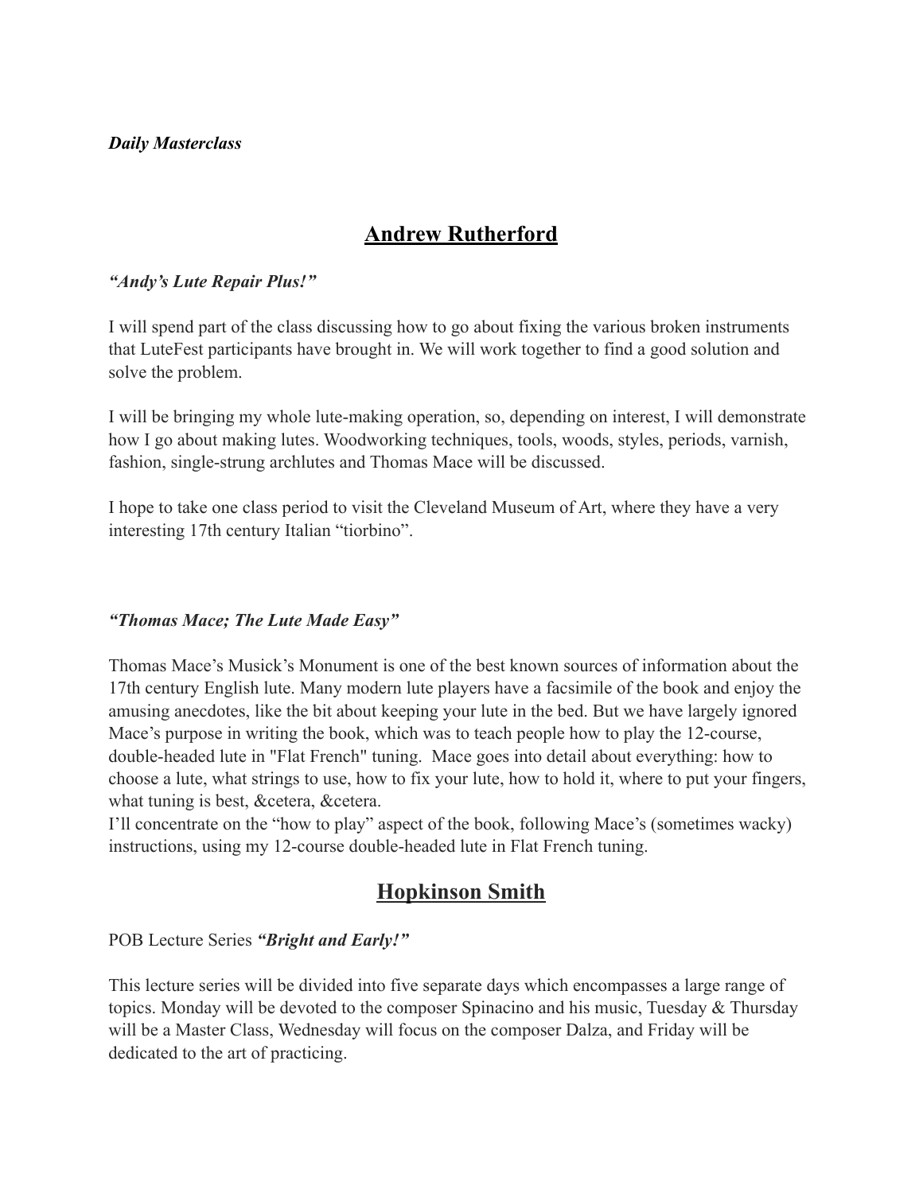***Daily Masterclass***

## Andrew Rutherford

***"Andy's Lute Repair Plus!"***

I will spend part of the class discussing how to go about fixing the various broken instruments that LuteFest participants have brought in. We will work together to find a good solution and solve the problem.

I will be bringing my whole lute-making operation, so, depending on interest, I will demonstrate how I go about making lutes. Woodworking techniques, tools, woods, styles, periods, varnish, fashion, single-strung archlutes and Thomas Mace will be discussed.

I hope to take one class period to visit the Cleveland Museum of Art, where they have a very interesting 17th century Italian "tiorbino".

***"Thomas Mace; The Lute Made Easy"***

Thomas Mace's Musick's Monument is one of the best known sources of information about the 17th century English lute. Many modern lute players have a facsimile of the book and enjoy the amusing anecdotes, like the bit about keeping your lute in the bed. But we have largely ignored Mace's purpose in writing the book, which was to teach people how to play the 12-course, double-headed lute in "Flat French" tuning. Mace goes into detail about everything: how to choose a lute, what strings to use, how to fix your lute, how to hold it, where to put your fingers, what tuning is best, &cetera, &cetera.
I'll concentrate on the "how to play" aspect of the book, following Mace's (sometimes wacky) instructions, using my 12-course double-headed lute in Flat French tuning.

## Hopkinson Smith

POB Lecture Series ***"Bright and Early!"***

This lecture series will be divided into five separate days which encompasses a large range of topics. Monday will be devoted to the composer Spinacino and his music, Tuesday & Thursday will be a Master Class, Wednesday will focus on the composer Dalza, and Friday will be dedicated to the art of practicing.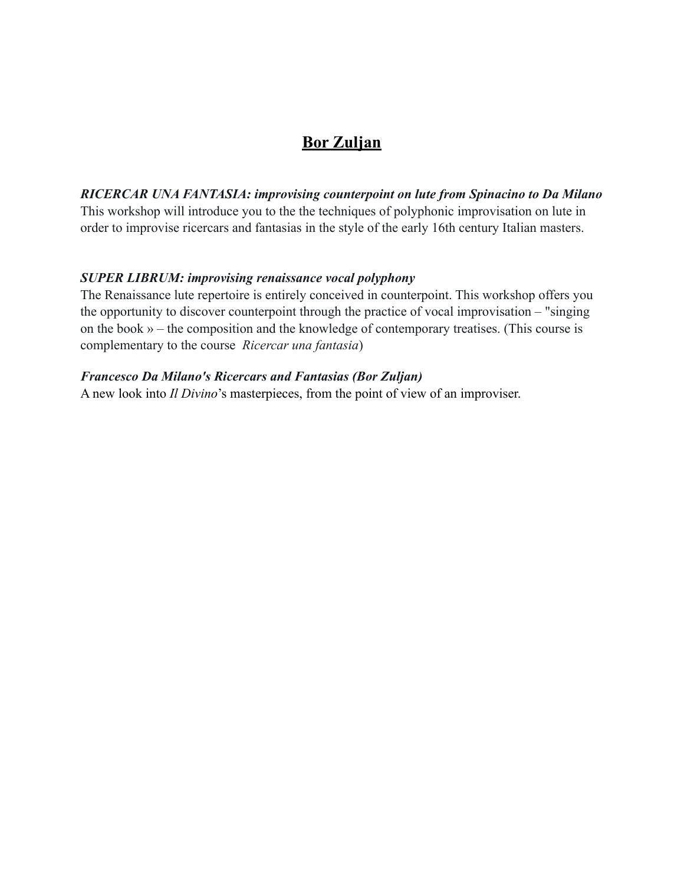## Bor Zuljan

***RICERCAR UNA FANTASIA: improvising counterpoint on lute from Spinacino to Da Milano***
This workshop will introduce you to the the techniques of polyphonic improvisation on lute in order to improvise ricercars and fantasias in the style of the early 16th century Italian masters.

***SUPER LIBRUM: improvising renaissance vocal polyphony***
The Renaissance lute repertoire is entirely conceived in counterpoint. This workshop offers you the opportunity to discover counterpoint through the practice of vocal improvisation – "singing on the book » – the composition and the knowledge of contemporary treatises. (This course is complementary to the course *Ricercar una fantasia*)

***Francesco Da Milano's Ricercars and Fantasias (Bor Zuljan)***
A new look into *Il Divino*'s masterpieces, from the point of view of an improviser.